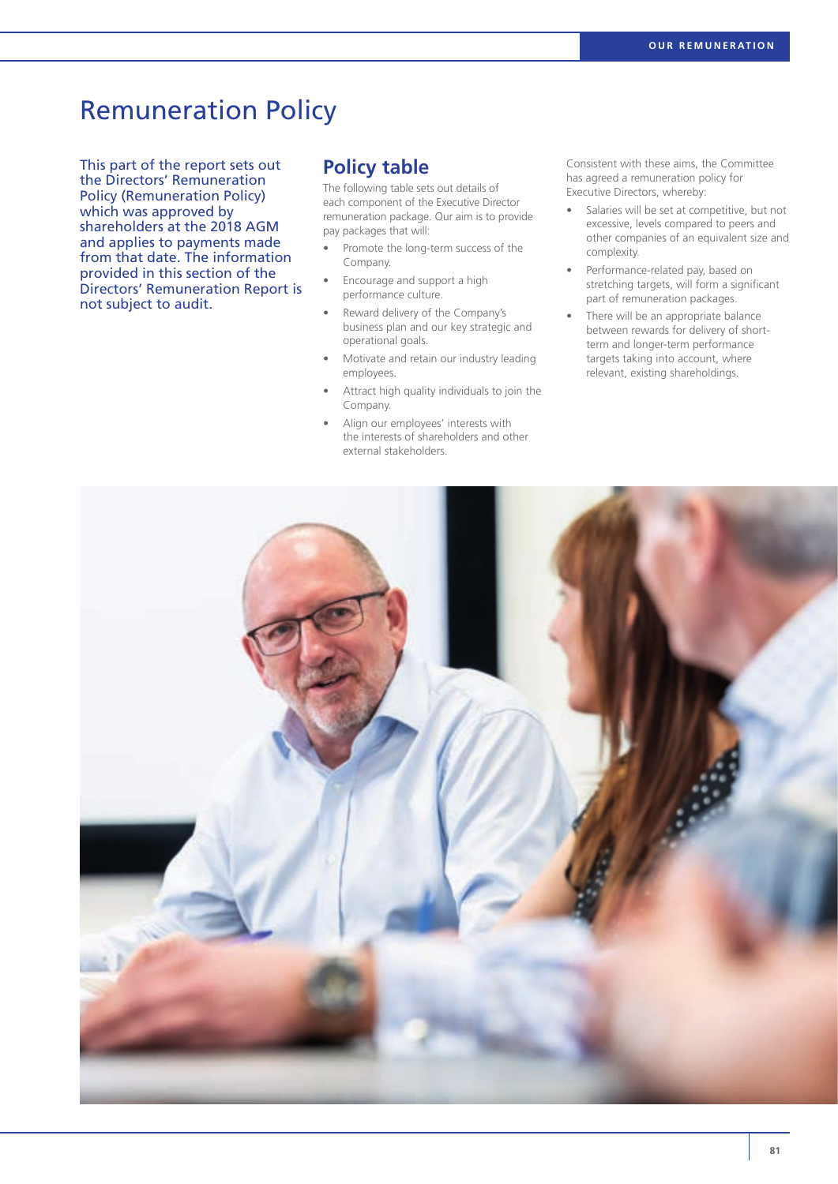# Remuneration Policy

This part of the report sets out the Directors' Remuneration Policy (Remuneration Policy) which was approved by shareholders at the 2018 AGM and applies to payments made from that date. The information provided in this section of the Directors' Remuneration Report is not subject to audit.

## Policy table

The following table sets out details of each component of the Executive Director remuneration package. Our aim is to provide pay packages that will:

- Promote the long-term success of the Company.
- Encourage and support a high performance culture.
- Reward delivery of the Company's business plan and our key strategic and operational goals.
- Motivate and retain our industry leading employees.
- Attract high quality individuals to join the Company.
- Align our employees' interests with the interests of shareholders and other external stakeholders.

Consistent with these aims, the Committee has agreed a remuneration policy for Executive Directors, whereby:

- Salaries will be set at competitive, but not excessive, levels compared to peers and other companies of an equivalent size and complexity.
- Performance-related pay, based on stretching targets, will form a significant part of remuneration packages.
- There will be an appropriate balance between rewards for delivery of short-term and longer-term performance targets taking into account, where relevant, existing shareholdings.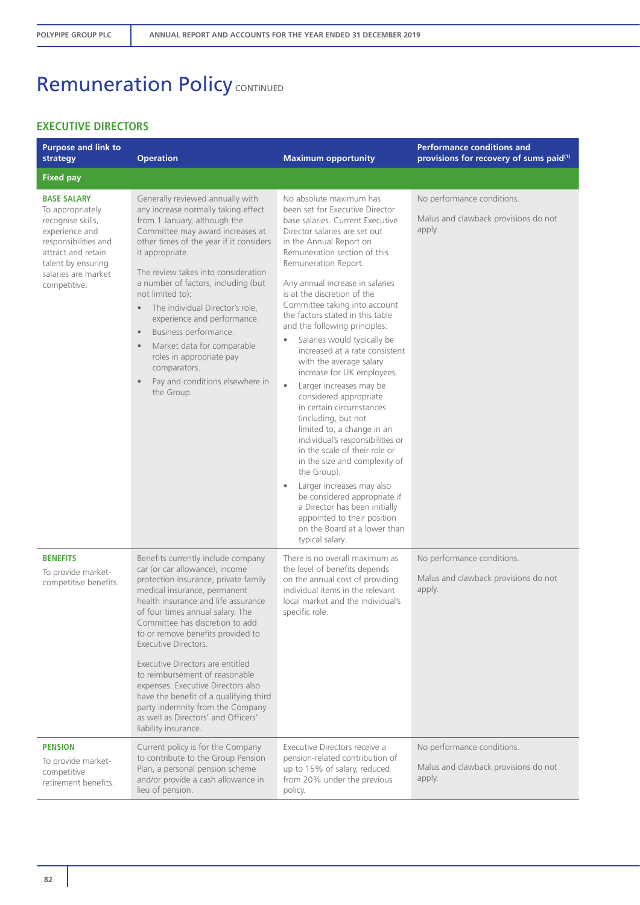# Remuneration Policy CONTINUED

## EXECUTIVE DIRECTORS

| Purpose and link to strategy | Operation | Maximum opportunity | Performance conditions and provisions for recovery of sums paid[1] |
|---|---|---|---|
| **Fixed pay** | | | |
| **BASE SALARY**<br>To appropriately recognise skills, experience and responsibilities and attract and retain talent by ensuring salaries are market competitive. | Generally reviewed annually with any increase normally taking effect from 1 January, although the Committee may award increases at other times of the year if it considers it appropriate.<br><br>The review takes into consideration a number of factors, including (but not limited to):<br>• The individual Director's role, experience and performance.<br>• Business performance.<br>• Market data for comparable roles in appropriate pay comparators.<br>• Pay and conditions elsewhere in the Group. | No absolute maximum has been set for Executive Director base salaries. Current Executive Director salaries are set out in the Annual Report on Remuneration section of this Remuneration Report.<br><br>Any annual increase in salaries is at the discretion of the Committee taking into account the factors stated in this table and the following principles:<br>• Salaries would typically be increased at a rate consistent with the average salary increase for UK employees.<br>• Larger increases may be considered appropriate in certain circumstances (including, but not limited to, a change in an individual's responsibilities or in the scale of their role or in the size and complexity of the Group).<br>• Larger increases may also be considered appropriate if a Director has been initially appointed to their position on the Board at a lower than typical salary. | No performance conditions.<br><br>Malus and clawback provisions do not apply. |
| **BENEFITS**<br>To provide market-competitive benefits. | Benefits currently include company car (or car allowance), income protection insurance, private family medical insurance, permanent health insurance and life assurance of four times annual salary. The Committee has discretion to add to or remove benefits provided to Executive Directors.<br><br>Executive Directors are entitled to reimbursement of reasonable expenses. Executive Directors also have the benefit of a qualifying third party indemnity from the Company as well as Directors' and Officers' liability insurance. | There is no overall maximum as the level of benefits depends on the annual cost of providing individual items in the relevant local market and the individual's specific role. | No performance conditions.<br><br>Malus and clawback provisions do not apply. |
| **PENSION**<br>To provide market-competitive retirement benefits. | Current policy is for the Company to contribute to the Group Pension Plan, a personal pension scheme and/or provide a cash allowance in lieu of pension. | Executive Directors receive a pension-related contribution of up to 15% of salary, reduced from 20% under the previous policy. | No performance conditions.<br><br>Malus and clawback provisions do not apply. |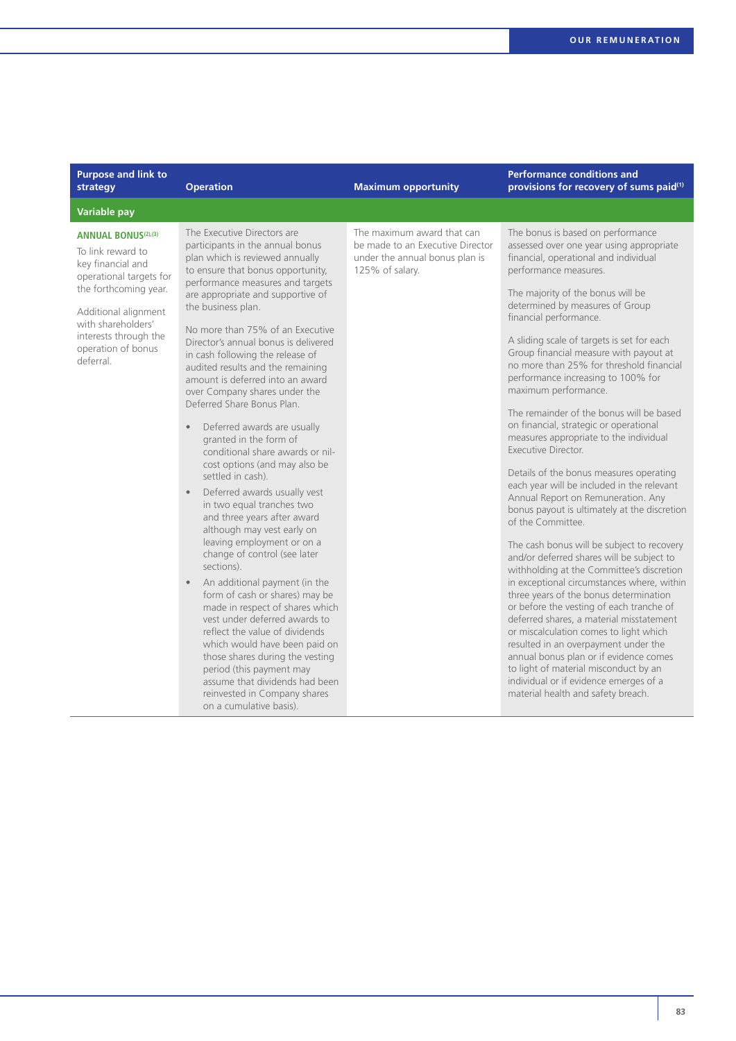| Purpose and link to strategy | Operation | Maximum opportunity | Performance conditions and provisions for recovery of sums paid[1] |
|---|---|---|---|
| **Variable pay** | | | |
| **ANNUAL BONUS**[2],[3]<br><br>To link reward to key financial and operational targets for the forthcoming year.<br><br>Additional alignment with shareholders' interests through the operation of bonus deferral. | The Executive Directors are participants in the annual bonus plan which is reviewed annually to ensure that bonus opportunity, performance measures and targets are appropriate and supportive of the business plan.<br><br>No more than 75% of an Executive Director's annual bonus is delivered in cash following the release of audited results and the remaining amount is deferred into an award over Company shares under the Deferred Share Bonus Plan.<br><br>• Deferred awards are usually granted in the form of conditional share awards or nil-cost options (and may also be settled in cash).<br>• Deferred awards usually vest in two equal tranches two and three years after award although may vest early on leaving employment or on a change of control (see later sections).<br>• An additional payment (in the form of cash or shares) may be made in respect of shares which vest under deferred awards to reflect the value of dividends which would have been paid on those shares during the vesting period (this payment may assume that dividends had been reinvested in Company shares on a cumulative basis). | The maximum award that can be made to an Executive Director under the annual bonus plan is 125% of salary. | The bonus is based on performance assessed over one year using appropriate financial, operational and individual performance measures.<br><br>The majority of the bonus will be determined by measures of Group financial performance.<br><br>A sliding scale of targets is set for each Group financial measure with payout at no more than 25% for threshold financial performance increasing to 100% for maximum performance.<br><br>The remainder of the bonus will be based on financial, strategic or operational measures appropriate to the individual Executive Director.<br><br>Details of the bonus measures operating each year will be included in the relevant Annual Report on Remuneration. Any bonus payout is ultimately at the discretion of the Committee.<br><br>The cash bonus will be subject to recovery and/or deferred shares will be subject to withholding at the Committee's discretion in exceptional circumstances where, within three years of the bonus determination or before the vesting of each tranche of deferred shares, a material misstatement or miscalculation comes to light which resulted in an overpayment under the annual bonus plan or if evidence comes to light of material misconduct by an individual or if evidence emerges of a material health and safety breach. |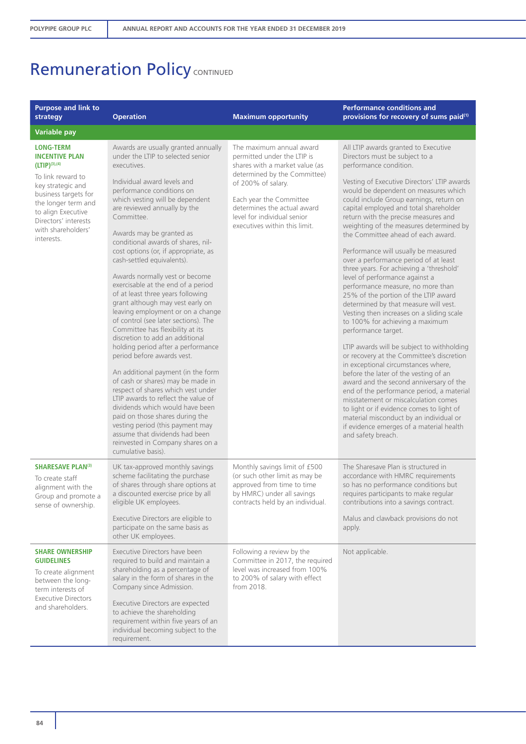# Remuneration Policy CONTINUED

| Purpose and link to strategy | Operation | Maximum opportunity | Performance conditions and provisions for recovery of sums paid[1] |
|---|---|---|---|
| **Variable pay** | | | |
| **LONG-TERM INCENTIVE PLAN (LTIP)[3],[4]**<br><br>To link reward to key strategic and business targets for the longer term and to align Executive Directors' interests with shareholders' interests. | Awards are usually granted annually under the LTIP to selected senior executives.<br><br>Individual award levels and performance conditions on which vesting will be dependent are reviewed annually by the Committee.<br><br>Awards may be granted as conditional awards of shares, nil-cost options (or, if appropriate, as cash-settled equivalents).<br><br>Awards normally vest or become exercisable at the end of a period of at least three years following grant although may vest early on leaving employment or on a change of control (see later sections). The Committee has flexibility at its discretion to add an additional holding period after a performance period before awards vest.<br><br>An additional payment (in the form of cash or shares) may be made in respect of shares which vest under LTIP awards to reflect the value of dividends which would have been paid on those shares during the vesting period (this payment may assume that dividends had been reinvested in Company shares on a cumulative basis). | The maximum annual award permitted under the LTIP is shares with a market value (as determined by the Committee) of 200% of salary.<br><br>Each year the Committee determines the actual award level for individual senior executives within this limit. | All LTIP awards granted to Executive Directors must be subject to a performance condition.<br><br>Vesting of Executive Directors' LTIP awards would be dependent on measures which could include Group earnings, return on capital employed and total shareholder return with the precise measures and weighting of the measures determined by the Committee ahead of each award.<br><br>Performance will usually be measured over a performance period of at least three years. For achieving a 'threshold' level of performance against a performance measure, no more than 25% of the portion of the LTIP award determined by that measure will vest. Vesting then increases on a sliding scale to 100% for achieving a maximum performance target.<br><br>LTIP awards will be subject to withholding or recovery at the Committee's discretion in exceptional circumstances where, before the later of the vesting of an award and the second anniversary of the end of the performance period, a material misstatement or miscalculation comes to light or if evidence comes to light of material misconduct by an individual or if evidence emerges of a material health and safety breach. |
| **SHARESAVE PLAN[3]**<br><br>To create staff alignment with the Group and promote a sense of ownership. | UK tax-approved monthly savings scheme facilitating the purchase of shares through share options at a discounted exercise price by all eligible UK employees.<br><br>Executive Directors are eligible to participate on the same basis as other UK employees. | Monthly savings limit of £500 (or such other limit as may be approved from time to time by HMRC) under all savings contracts held by an individual. | The Sharesave Plan is structured in accordance with HMRC requirements so has no performance conditions but requires participants to make regular contributions into a savings contract.<br><br>Malus and clawback provisions do not apply. |
| **SHARE OWNERSHIP GUIDELINES**<br><br>To create alignment between the long-term interests of Executive Directors and shareholders. | Executive Directors have been required to build and maintain a shareholding as a percentage of salary in the form of shares in the Company since Admission.<br><br>Executive Directors are expected to achieve the shareholding requirement within five years of an individual becoming subject to the requirement. | Following a review by the Committee in 2017, the required level was increased from 100% to 200% of salary with effect from 2018. | Not applicable. |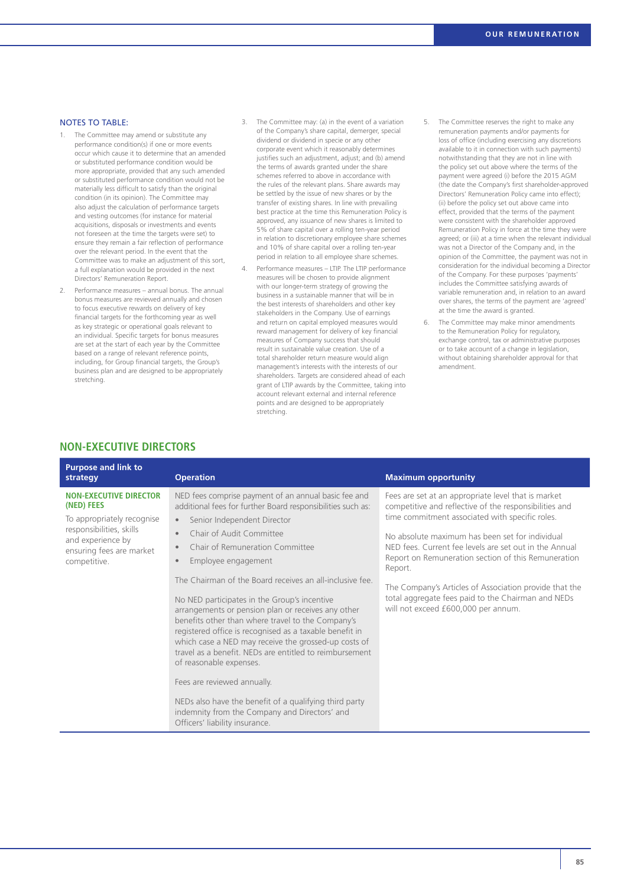### NOTES TO TABLE:

1. The Committee may amend or substitute any performance condition(s) if one or more events occur which cause it to determine that an amended or substituted performance condition would be more appropriate, provided that any such amended or substituted performance condition would not be materially less difficult to satisfy than the original condition (in its opinion). The Committee may also adjust the calculation of performance targets and vesting outcomes (for instance for material acquisitions, disposals or investments and events not foreseen at the time the targets were set) to ensure they remain a fair reflection of performance over the relevant period. In the event that the Committee was to make an adjustment of this sort, a full explanation would be provided in the next Directors' Remuneration Report.
2. Performance measures – annual bonus. The annual bonus measures are reviewed annually and chosen to focus executive rewards on delivery of key financial targets for the forthcoming year as well as key strategic or operational goals relevant to an individual. Specific targets for bonus measures are set at the start of each year by the Committee based on a range of relevant reference points, including, for Group financial targets, the Group's business plan and are designed to be appropriately stretching.
3. The Committee may: (a) in the event of a variation of the Company's share capital, demerger, special dividend or dividend in specie or any other corporate event which it reasonably determines justifies such an adjustment, adjust; and (b) amend the terms of awards granted under the share schemes referred to above in accordance with the rules of the relevant plans. Share awards may be settled by the issue of new shares or by the transfer of existing shares. In line with prevailing best practice at the time this Remuneration Policy is approved, any issuance of new shares is limited to 5% of share capital over a rolling ten-year period in relation to discretionary employee share schemes and 10% of share capital over a rolling ten-year period in relation to all employee share schemes.
4. Performance measures – LTIP. The LTIP performance measures will be chosen to provide alignment with our longer-term strategy of growing the business in a sustainable manner that will be in the best interests of shareholders and other key stakeholders in the Company. Use of earnings and return on capital employed measures would reward management for delivery of key financial measures of Company success that should result in sustainable value creation. Use of a total shareholder return measure would align management's interests with the interests of our shareholders. Targets are considered ahead of each grant of LTIP awards by the Committee, taking into account relevant external and internal reference points and are designed to be appropriately stretching.
5. The Committee reserves the right to make any remuneration payments and/or payments for loss of office (including exercising any discretions available to it in connection with such payments) notwithstanding that they are not in line with the policy set out above where the terms of the payment were agreed (i) before the 2015 AGM (the date the Company's first shareholder-approved Directors' Remuneration Policy came into effect); (ii) before the policy set out above came into effect, provided that the terms of the payment were consistent with the shareholder approved Remuneration Policy in force at the time they were agreed; or (iii) at a time when the relevant individual was not a Director of the Company and, in the opinion of the Committee, the payment was not in consideration for the individual becoming a Director of the Company. For these purposes 'payments' includes the Committee satisfying awards of variable remuneration and, in relation to an award over shares, the terms of the payment are 'agreed' at the time the award is granted.
6. The Committee may make minor amendments to the Remuneration Policy for regulatory, exchange control, tax or administrative purposes or to take account of a change in legislation, without obtaining shareholder approval for that amendment.

## NON-EXECUTIVE DIRECTORS

| Purpose and link to strategy | Operation | Maximum opportunity |
|---|---|---|
| **NON-EXECUTIVE DIRECTOR (NED) FEES**<br><br>To appropriately recognise responsibilities, skills and experience by ensuring fees are market competitive. | NED fees comprise payment of an annual basic fee and additional fees for further Board responsibilities such as:<br>• Senior Independent Director<br>• Chair of Audit Committee<br>• Chair of Remuneration Committee<br>• Employee engagement<br><br>The Chairman of the Board receives an all-inclusive fee.<br><br>No NED participates in the Group's incentive arrangements or pension plan or receives any other benefits other than where travel to the Company's registered office is recognised as a taxable benefit in which case a NED may receive the grossed-up costs of travel as a benefit. NEDs are entitled to reimbursement of reasonable expenses.<br><br>Fees are reviewed annually.<br><br>NEDs also have the benefit of a qualifying third party indemnity from the Company and Directors' and Officers' liability insurance. | Fees are set at an appropriate level that is market competitive and reflective of the responsibilities and time commitment associated with specific roles.<br><br>No absolute maximum has been set for individual NED fees. Current fee levels are set out in the Annual Report on Remuneration section of this Remuneration Report.<br><br>The Company's Articles of Association provide that the total aggregate fees paid to the Chairman and NEDs will not exceed £600,000 per annum. |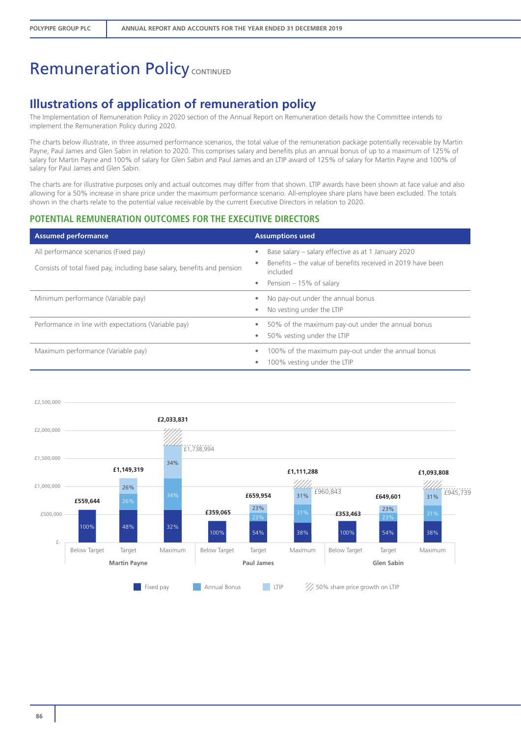# Remuneration Policy CONTINUED

## Illustrations of application of remuneration policy

The Implementation of Remuneration Policy in 2020 section of the Annual Report on Remuneration details how the Committee intends to implement the Remuneration Policy during 2020.

The charts below illustrate, in three assumed performance scenarios, the total value of the remuneration package potentially receivable by Martin Payne, Paul James and Glen Sabin in relation to 2020. This comprises salary and benefits plus an annual bonus of up to a maximum of 125% of salary for Martin Payne and 100% of salary for Glen Sabin and Paul James and an LTIP award of 125% of salary for Martin Payne and 100% of salary for Paul James and Glen Sabin.

The charts are for illustrative purposes only and actual outcomes may differ from that shown. LTIP awards have been shown at face value and also allowing for a 50% increase in share price under the maximum performance scenario. All-employee share plans have been excluded. The totals shown in the charts relate to the potential value receivable by the current Executive Directors in relation to 2020.

### POTENTIAL REMUNERATION OUTCOMES FOR THE EXECUTIVE DIRECTORS

| Assumed performance | Assumptions used |
|---|---|
| All performance scenarios (Fixed pay)<br><br>Consists of total fixed pay, including base salary, benefits and pension | • Base salary – salary effective as at 1 January 2020<br>• Benefits – the value of benefits received in 2019 have been included<br>• Pension – 15% of salary |
| Minimum performance (Variable pay) | • No pay-out under the annual bonus<br>• No vesting under the LTIP |
| Performance in line with expectations (Variable pay) | • 50% of the maximum pay-out under the annual bonus<br>• 50% vesting under the LTIP |
| Maximum performance (Variable pay) | • 100% of the maximum pay-out under the annual bonus<br>• 100% vesting under the LTIP |

| Director | Scenario | Total | Fixed pay | Annual Bonus | LTIP | Total excluding 50% share price growth on LTIP |
|---|---|---|---|---|---|---|
| Martin Payne | Below Target | £559,644 | 100% | | | |
| Martin Payne | Target | £1,149,319 | 48% | 26% | 26% | |
| Martin Payne | Maximum | £2,033,831 | 32% | 34% | 34% | £1,738,994 |
| Paul James | Below Target | £359,065 | 100% | | | |
| Paul James | Target | £659,954 | 54% | 23% | 23% | |
| Paul James | Maximum | £1,111,288 | 38% | 31% | 31% | £960,843 |
| Glen Sabin | Below Target | £353,463 | 100% | | | |
| Glen Sabin | Target | £649,601 | 54% | 23% | 23% | |
| Glen Sabin | Maximum | £1,093,808 | 38% | 31% | 31% | £945,739 |

Legend: Fixed pay; Annual Bonus; LTIP; 50% share price growth on LTIP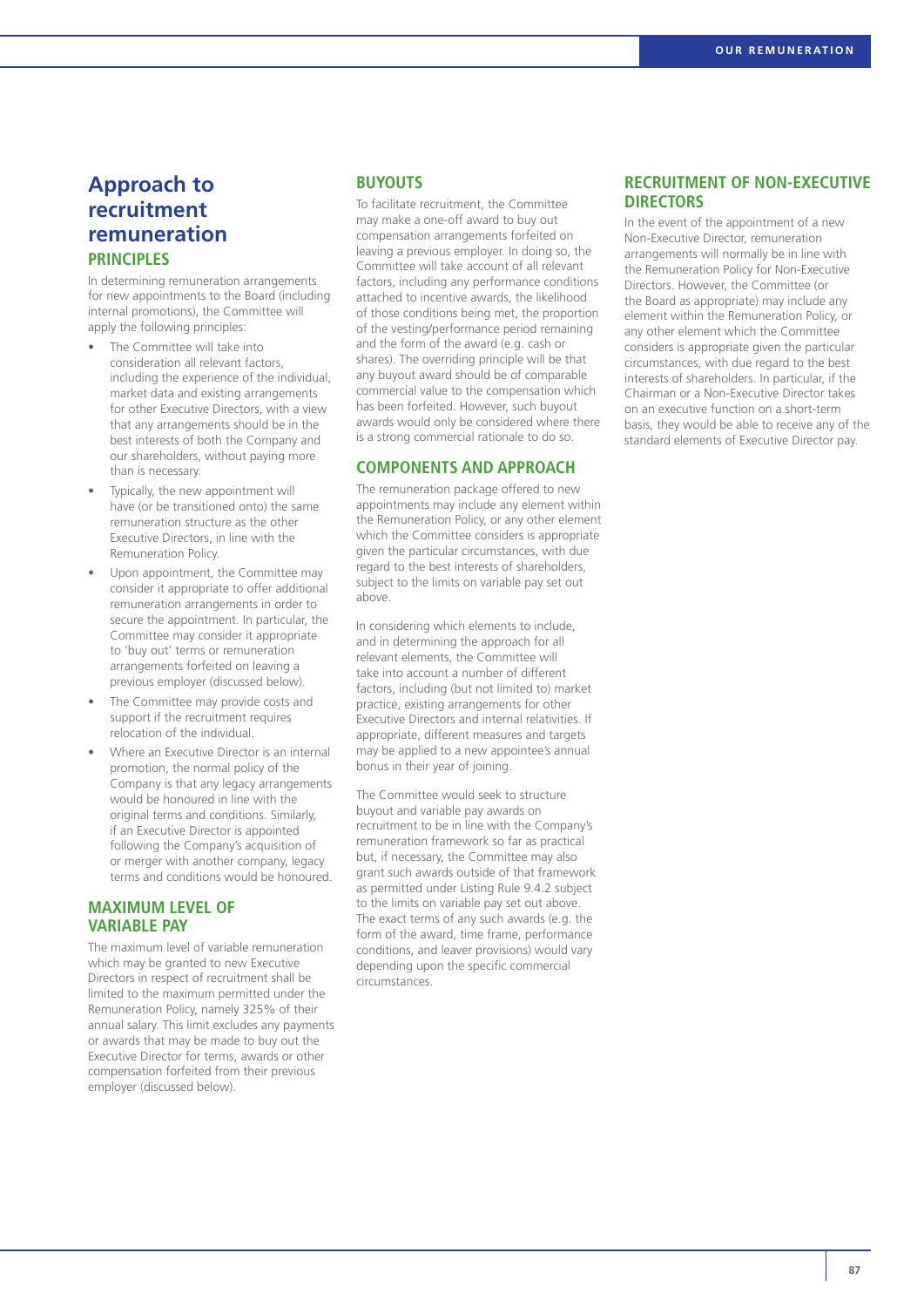# Approach to recruitment remuneration

## PRINCIPLES

In determining remuneration arrangements for new appointments to the Board (including internal promotions), the Committee will apply the following principles:

- The Committee will take into consideration all relevant factors, including the experience of the individual, market data and existing arrangements for other Executive Directors, with a view that any arrangements should be in the best interests of both the Company and our shareholders, without paying more than is necessary.
- Typically, the new appointment will have (or be transitioned onto) the same remuneration structure as the other Executive Directors, in line with the Remuneration Policy.
- Upon appointment, the Committee may consider it appropriate to offer additional remuneration arrangements in order to secure the appointment. In particular, the Committee may consider it appropriate to 'buy out' terms or remuneration arrangements forfeited on leaving a previous employer (discussed below).
- The Committee may provide costs and support if the recruitment requires relocation of the individual.
- Where an Executive Director is an internal promotion, the normal policy of the Company is that any legacy arrangements would be honoured in line with the original terms and conditions. Similarly, if an Executive Director is appointed following the Company's acquisition of or merger with another company, legacy terms and conditions would be honoured.

## MAXIMUM LEVEL OF VARIABLE PAY

The maximum level of variable remuneration which may be granted to new Executive Directors in respect of recruitment shall be limited to the maximum permitted under the Remuneration Policy, namely 325% of their annual salary. This limit excludes any payments or awards that may be made to buy out the Executive Director for terms, awards or other compensation forfeited from their previous employer (discussed below).

## BUYOUTS

To facilitate recruitment, the Committee may make a one-off award to buy out compensation arrangements forfeited on leaving a previous employer. In doing so, the Committee will take account of all relevant factors, including any performance conditions attached to incentive awards, the likelihood of those conditions being met, the proportion of the vesting/performance period remaining and the form of the award (e.g. cash or shares). The overriding principle will be that any buyout award should be of comparable commercial value to the compensation which has been forfeited. However, such buyout awards would only be considered where there is a strong commercial rationale to do so.

## COMPONENTS AND APPROACH

The remuneration package offered to new appointments may include any element within the Remuneration Policy, or any other element which the Committee considers is appropriate given the particular circumstances, with due regard to the best interests of shareholders, subject to the limits on variable pay set out above.

In considering which elements to include, and in determining the approach for all relevant elements, the Committee will take into account a number of different factors, including (but not limited to) market practice, existing arrangements for other Executive Directors and internal relativities. If appropriate, different measures and targets may be applied to a new appointee's annual bonus in their year of joining.

The Committee would seek to structure buyout and variable pay awards on recruitment to be in line with the Company's remuneration framework so far as practical but, if necessary, the Committee may also grant such awards outside of that framework as permitted under Listing Rule 9.4.2 subject to the limits on variable pay set out above. The exact terms of any such awards (e.g. the form of the award, time frame, performance conditions, and leaver provisions) would vary depending upon the specific commercial circumstances.

## RECRUITMENT OF NON-EXECUTIVE DIRECTORS

In the event of the appointment of a new Non-Executive Director, remuneration arrangements will normally be in line with the Remuneration Policy for Non-Executive Directors. However, the Committee (or the Board as appropriate) may include any element within the Remuneration Policy, or any other element which the Committee considers is appropriate given the particular circumstances, with due regard to the best interests of shareholders. In particular, if the Chairman or a Non-Executive Director takes on an executive function on a short-term basis, they would be able to receive any of the standard elements of Executive Director pay.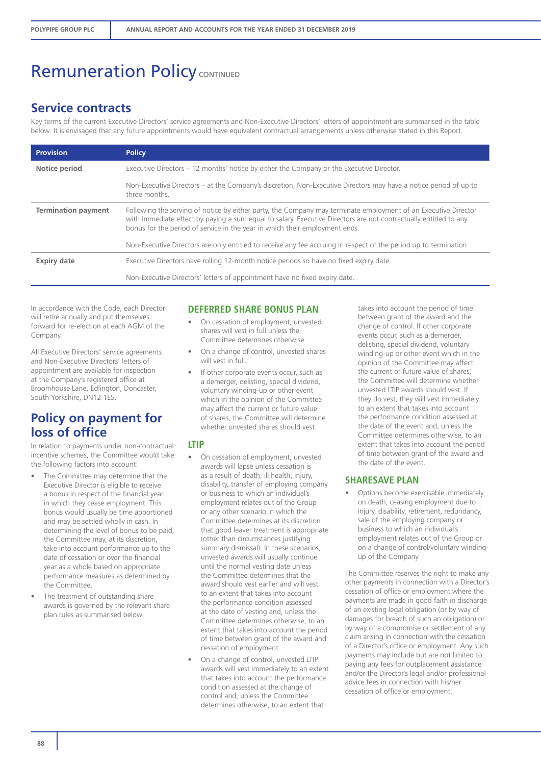# Remuneration Policy CONTINUED

## Service contracts

Key terms of the current Executive Directors' service agreements and Non-Executive Directors' letters of appointment are summarised in the table below. It is envisaged that any future appointments would have equivalent contractual arrangements unless otherwise stated in this Report.

| Provision | Policy |
|---|---|
| **Notice period** | Executive Directors – 12 months' notice by either the Company or the Executive Director. |
| | Non-Executive Directors – at the Company's discretion, Non-Executive Directors may have a notice period of up to three months. |
| **Termination payment** | Following the serving of notice by either party, the Company may terminate employment of an Executive Director with immediate effect by paying a sum equal to salary. Executive Directors are not contractually entitled to any bonus for the period of service in the year in which their employment ends. |
| | Non-Executive Directors are only entitled to receive any fee accruing in respect of the period up to termination. |
| **Expiry date** | Executive Directors have rolling 12-month notice periods so have no fixed expiry date. |
| | Non-Executive Directors' letters of appointment have no fixed expiry date. |

In accordance with the Code, each Director will retire annually and put themselves forward for re-election at each AGM of the Company.

All Executive Directors' service agreements and Non-Executive Directors' letters of appointment are available for inspection at the Company's registered office at Broomhouse Lane, Edlington, Doncaster, South Yorkshire, DN12 1ES.

## Policy on payment for loss of office

In relation to payments under non-contractual incentive schemes, the Committee would take the following factors into account:

- The Committee may determine that the Executive Director is eligible to receive a bonus in respect of the financial year in which they cease employment. This bonus would usually be time apportioned and may be settled wholly in cash. In determining the level of bonus to be paid, the Committee may, at its discretion, take into account performance up to the date of cessation or over the financial year as a whole based on appropriate performance measures as determined by the Committee.
- The treatment of outstanding share awards is governed by the relevant share plan rules as summarised below.

### DEFERRED SHARE BONUS PLAN

- On cessation of employment, unvested shares will vest in full unless the Committee determines otherwise.
- On a change of control, unvested shares will vest in full.
- If other corporate events occur, such as a demerger, delisting, special dividend, voluntary winding-up or other event which in the opinion of the Committee may affect the current or future value of shares, the Committee will determine whether unvested shares should vest.

### LTIP

- On cessation of employment, unvested awards will lapse unless cessation is as a result of death, ill health, injury, disability, transfer of employing company or business to which an individual's employment relates out of the Group or any other scenario in which the Committee determines at its discretion that good leaver treatment is appropriate (other than circumstances justifying summary dismissal). In these scenarios, unvested awards will usually continue until the normal vesting date unless the Committee determines that the award should vest earlier and will vest to an extent that takes into account the performance condition assessed at the date of vesting and, unless the Committee determines otherwise, to an extent that takes into account the period of time between grant of the award and cessation of employment.
- On a change of control, unvested LTIP awards will vest immediately to an extent that takes into account the performance condition assessed at the change of control and, unless the Committee determines otherwise, to an extent that takes into account the period of time between grant of the award and the change of control. If other corporate events occur, such as a demerger, delisting, special dividend, voluntary winding-up or other event which in the opinion of the Committee may affect the current or future value of shares, the Committee will determine whether unvested LTIP awards should vest. If they do vest, they will vest immediately to an extent that takes into account the performance condition assessed at the date of the event and, unless the Committee determines otherwise, to an extent that takes into account the period of time between grant of the award and the date of the event.

### SHARESAVE PLAN

- Options become exercisable immediately on death, ceasing employment due to injury, disability, retirement, redundancy, sale of the employing company or business to which an individual's employment relates out of the Group or on a change of control/voluntary winding-up of the Company.

The Committee reserves the right to make any other payments in connection with a Director's cessation of office or employment where the payments are made in good faith in discharge of an existing legal obligation (or by way of damages for breach of such an obligation) or by way of a compromise or settlement of any claim arising in connection with the cessation of a Director's office or employment. Any such payments may include but are not limited to paying any fees for outplacement assistance and/or the Director's legal and/or professional advice fees in connection with his/her cessation of office or employment.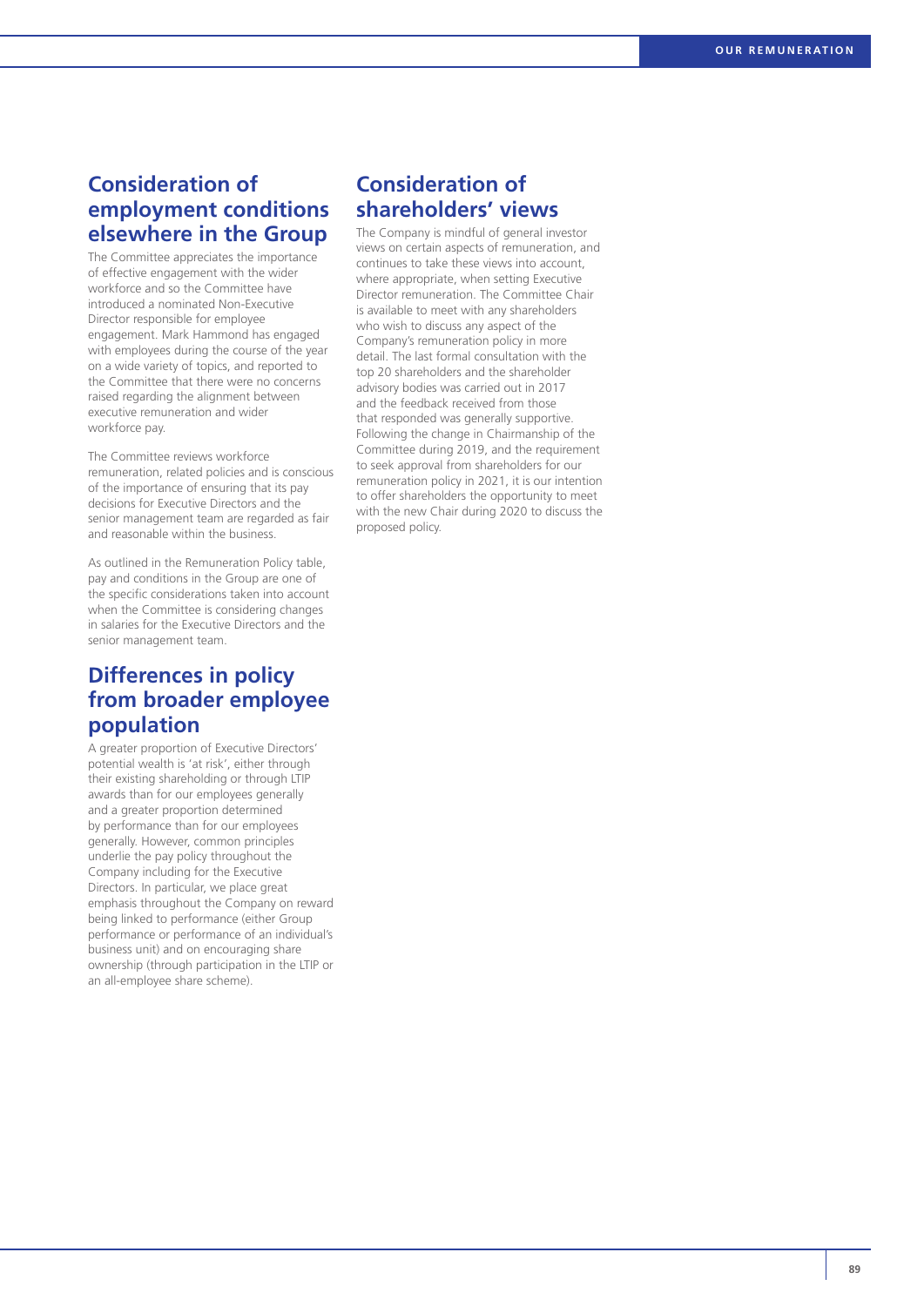## Consideration of employment conditions elsewhere in the Group

The Committee appreciates the importance of effective engagement with the wider workforce and so the Committee have introduced a nominated Non-Executive Director responsible for employee engagement. Mark Hammond has engaged with employees during the course of the year on a wide variety of topics, and reported to the Committee that there were no concerns raised regarding the alignment between executive remuneration and wider workforce pay.

The Committee reviews workforce remuneration, related policies and is conscious of the importance of ensuring that its pay decisions for Executive Directors and the senior management team are regarded as fair and reasonable within the business.

As outlined in the Remuneration Policy table, pay and conditions in the Group are one of the specific considerations taken into account when the Committee is considering changes in salaries for the Executive Directors and the senior management team.

## Differences in policy from broader employee population

A greater proportion of Executive Directors' potential wealth is 'at risk', either through their existing shareholding or through LTIP awards than for our employees generally and a greater proportion determined by performance than for our employees generally. However, common principles underlie the pay policy throughout the Company including for the Executive Directors. In particular, we place great emphasis throughout the Company on reward being linked to performance (either Group performance or performance of an individual's business unit) and on encouraging share ownership (through participation in the LTIP or an all-employee share scheme).

## Consideration of shareholders' views

The Company is mindful of general investor views on certain aspects of remuneration, and continues to take these views into account, where appropriate, when setting Executive Director remuneration. The Committee Chair is available to meet with any shareholders who wish to discuss any aspect of the Company's remuneration policy in more detail. The last formal consultation with the top 20 shareholders and the shareholder advisory bodies was carried out in 2017 and the feedback received from those that responded was generally supportive. Following the change in Chairmanship of the Committee during 2019, and the requirement to seek approval from shareholders for our remuneration policy in 2021, it is our intention to offer shareholders the opportunity to meet with the new Chair during 2020 to discuss the proposed policy.